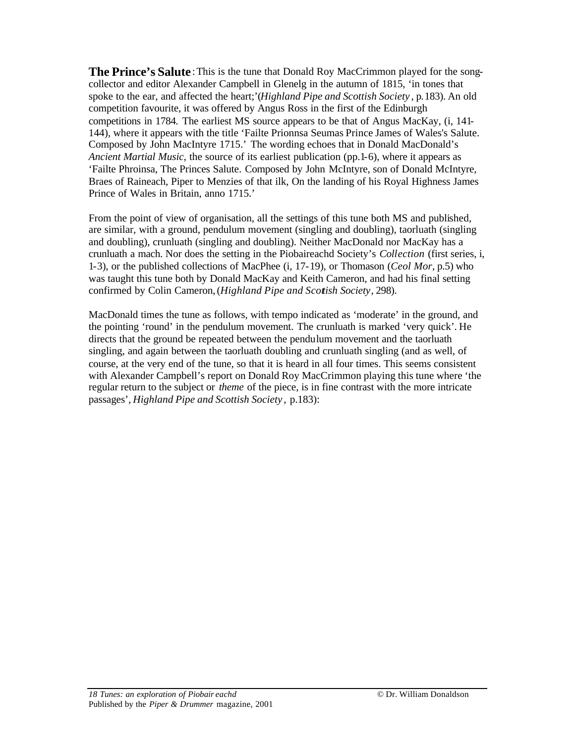**The Prince's Salute**: This is the tune that Donald Roy MacCrimmon played for the song-collector and editor Alexander Campbell in Glenelg in the autumn of 1815, 'in tones that spoke to the ear, and affected the heart;'(*Highland Pipe and Scottish Society*, p.183). An old competition favourite, it was offered by Angus Ross in the first of the Edinburgh competitions in 1784. The earliest MS source appears to be that of Angus MacKay, (i, 141-144), where it appears with the title 'Failte Prionnsa Seumas Prince James of Wales's Salute. Composed by John MacIntyre 1715.' The wording echoes that in Donald MacDonald's *Ancient Martial Music*, the source of its earliest publication (pp.1-6), where it appears as 'Failte Phroinsa, The Princes Salute. Composed by John McIntyre, son of Donald McIntyre, Braes of Raineach, Piper to Menzies of that ilk, On the landing of his Royal Highness James Prince of Wales in Britain, anno 1715.'

From the point of view of organisation, all the settings of this tune both MS and published, are similar, with a ground, pendulum movement (singling and doubling), taorluath (singling and doubling), crunluath (singling and doubling). Neither MacDonald nor MacKay has a crunluath a mach. Nor does the setting in the Piobaireachd Society's *Collection* (first series, i, 1-3), or the published collections of MacPhee (i, 17-19), or Thomason (*Ceol Mor*, p.5) who was taught this tune both by Donald MacKay and Keith Cameron, and had his final setting confirmed by Colin Cameron, (*Highland Pipe and Scottish Society*, 298).

MacDonald times the tune as follows, with tempo indicated as 'moderate' in the ground, and the pointing 'round' in the pendulum movement. The crunluath is marked 'very quick'. He directs that the ground be repeated between the pendulum movement and the taorluath singling, and again between the taorluath doubling and crunluath singling (and as well, of course, at the very end of the tune, so that it is heard in all four times. This seems consistent with Alexander Campbell's report on Donald Roy MacCrimmon playing this tune where 'the regular return to the subject or *theme* of the piece, is in fine contrast with the more intricate passages', *Highland Pipe and Scottish Society*, p.183):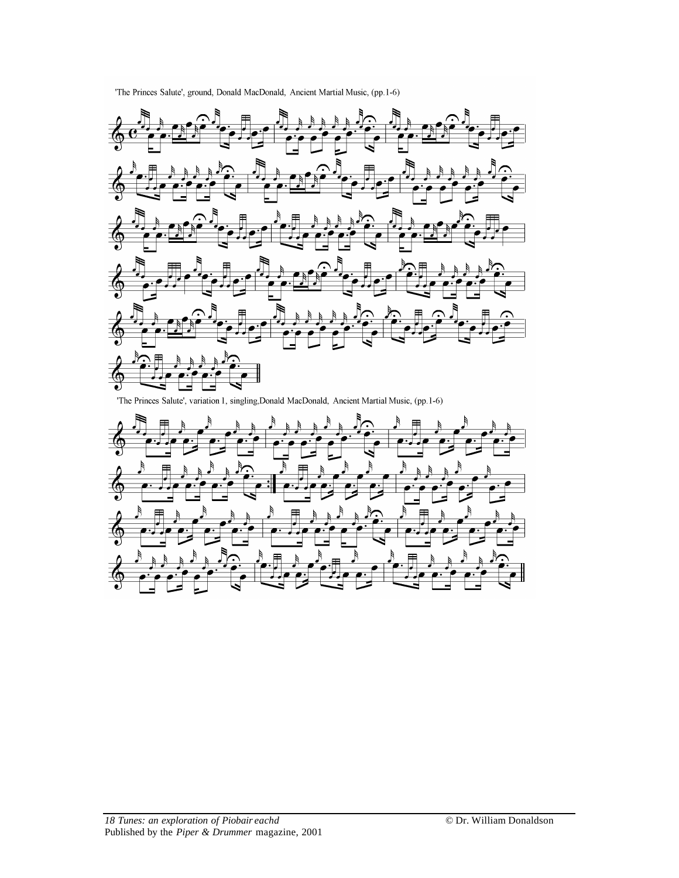'The Princes Salute', ground, Donald MacDonald, Ancient Martial Music, (pp.1-6)

'The Princes Salute', variation 1, singling,Donald MacDonald, Ancient Martial Music, (pp.1-6)

*18 Tunes: an exploration of Piobaireachd* © Dr. William Donaldson
Published by the *Piper & Drummer* magazine, 2001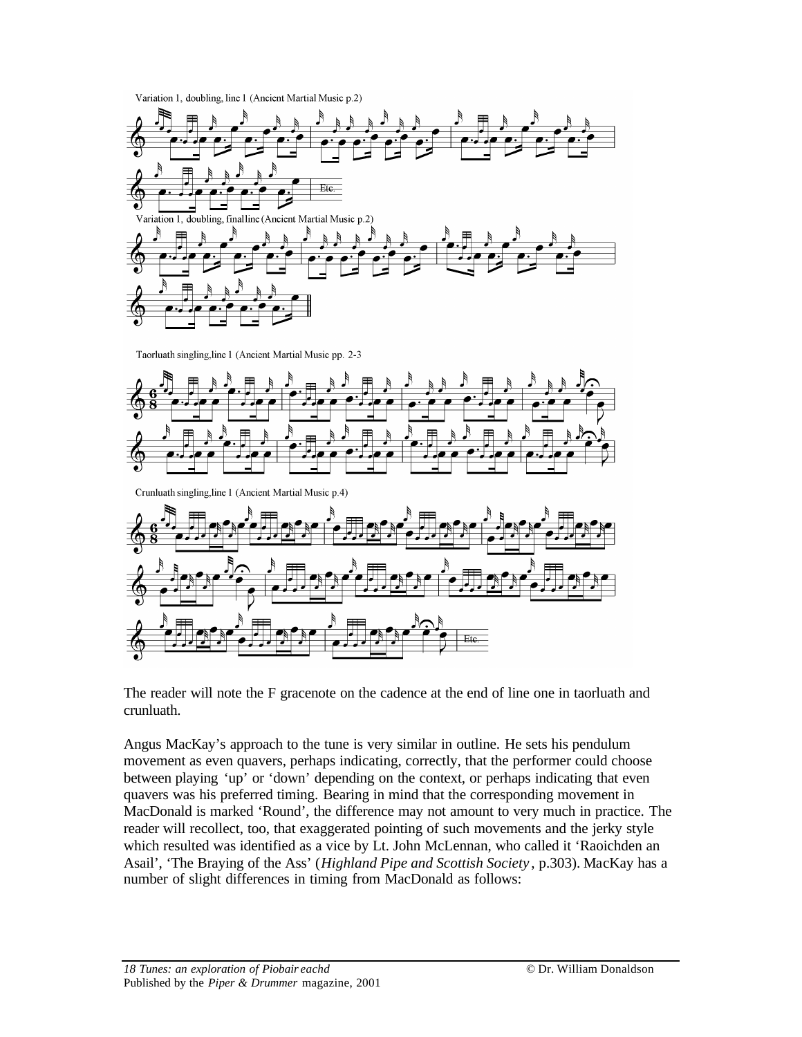Variation 1, doubling, line 1 (Ancient Martial Music p.2)

Variation 1, doubling, finalline (Ancient Martial Music p.2)

Taorluath singling,line 1 (Ancient Martial Music pp. 2-3

Crunluath singling,line 1 (Ancient Martial Music p.4)

The reader will note the F gracenote on the cadence at the end of line one in taorluath and crunluath.

Angus MacKay's approach to the tune is very similar in outline. He sets his pendulum movement as even quavers, perhaps indicating, correctly, that the performer could choose between playing 'up' or 'down' depending on the context, or perhaps indicating that even quavers was his preferred timing. Bearing in mind that the corresponding movement in MacDonald is marked 'Round', the difference may not amount to very much in practice. The reader will recollect, too, that exaggerated pointing of such movements and the jerky style which resulted was identified as a vice by Lt. John McLennan, who called it 'Raoichden an Asail', 'The Braying of the Ass' (*Highland Pipe and Scottish Society*, p.303). MacKay has a number of slight differences in timing from MacDonald as follows: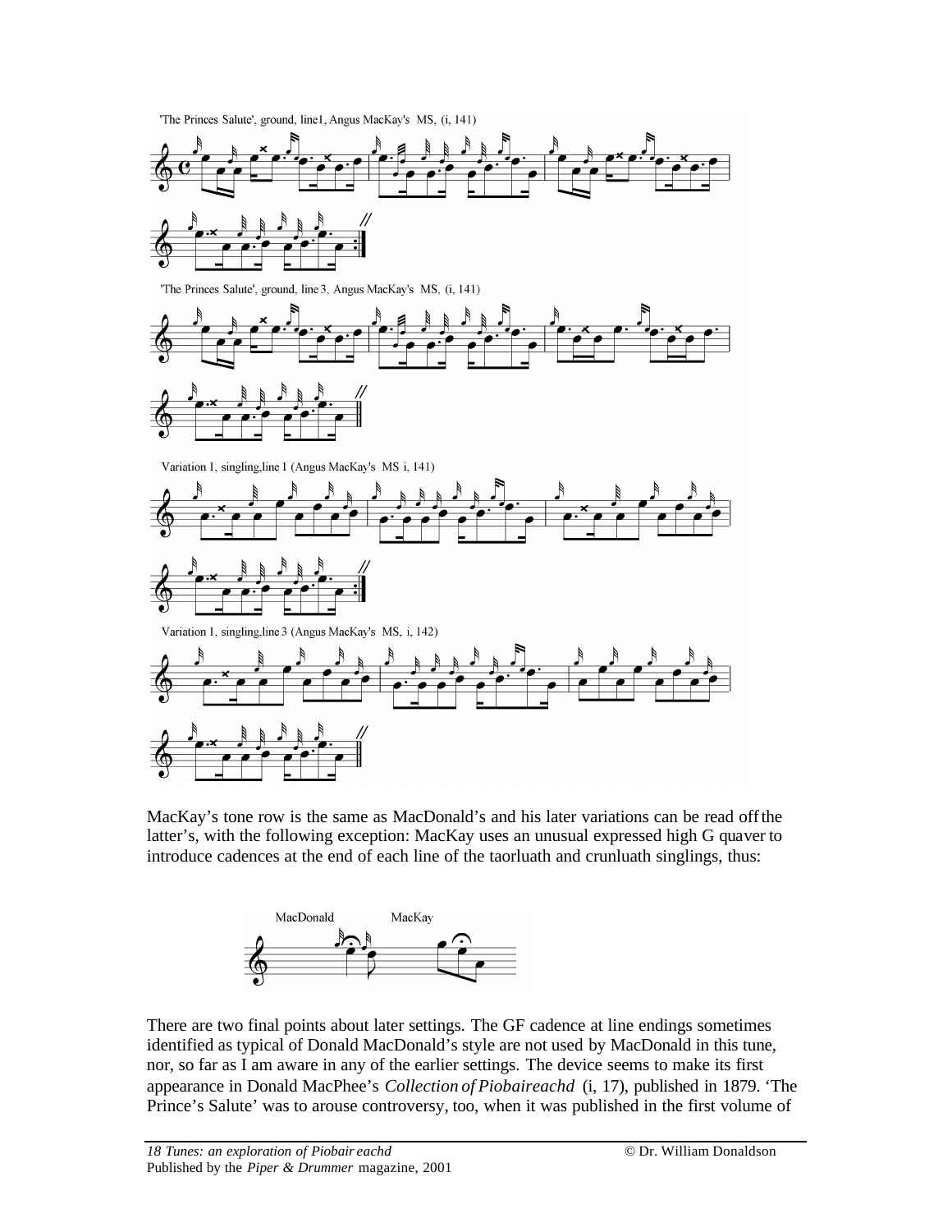'The Princes Salute', ground, line1, Angus MacKay's MS, (i, 141)

'The Princes Salute', ground, line 3, Angus MacKay's MS, (i, 141)

Variation 1, singling,line 1 (Angus MacKay's MS i, 141)

Variation 1, singling,line 3 (Angus MacKay's MS, i, 142)

MacKay's tone row is the same as MacDonald's and his later variations can be read off the latter's, with the following exception: MacKay uses an unusual expressed high G quaver to introduce cadences at the end of each line of the taorluath and crunluath singlings, thus:

MacDonald MacKay

There are two final points about later settings. The GF cadence at line endings sometimes identified as typical of Donald MacDonald's style are not used by MacDonald in this tune, nor, so far as I am aware in any of the earlier settings. The device seems to make its first appearance in Donald MacPhee's *Collection of Piobaireachd* (i, 17), published in 1879. 'The Prince's Salute' was to arouse controversy, too, when it was published in the first volume of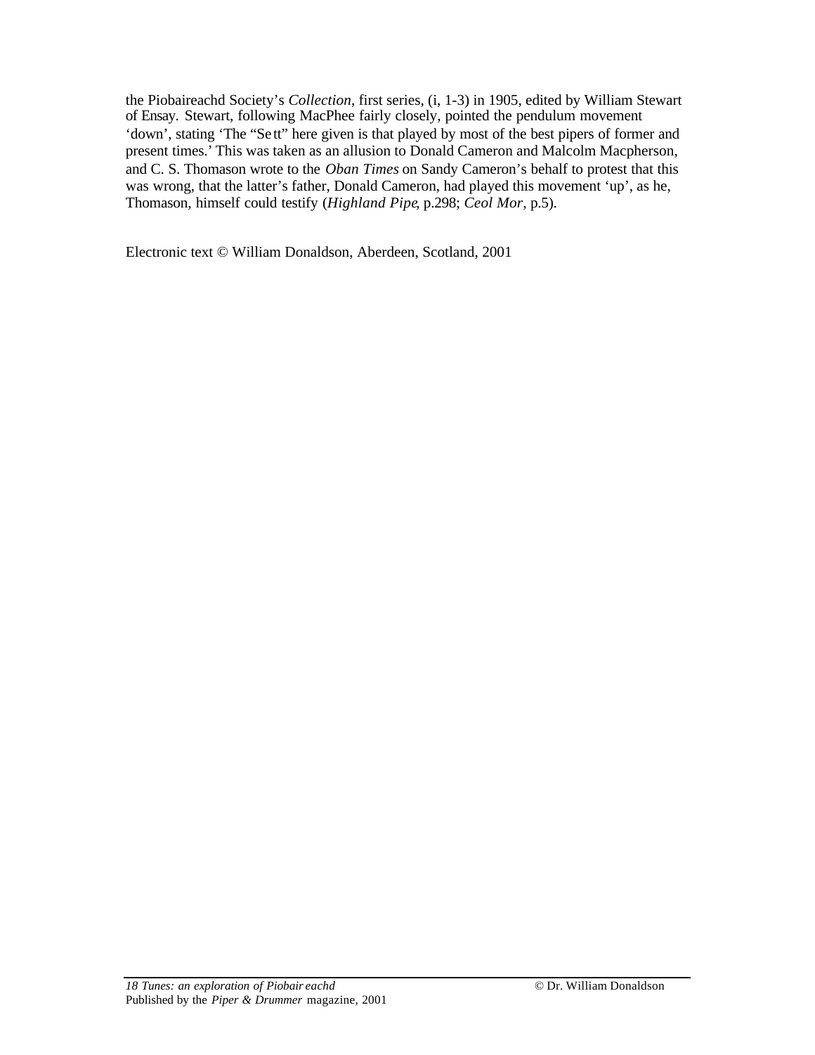the Piobaireachd Society's *Collection*, first series, (i, 1-3) in 1905, edited by William Stewart of Ensay. Stewart, following MacPhee fairly closely, pointed the pendulum movement 'down', stating 'The "Sett" here given is that played by most of the best pipers of former and present times.' This was taken as an allusion to Donald Cameron and Malcolm Macpherson, and C. S. Thomason wrote to the *Oban Times* on Sandy Cameron's behalf to protest that this was wrong, that the latter's father, Donald Cameron, had played this movement 'up', as he, Thomason, himself could testify (*Highland Pipe*, p.298; *Ceol Mor*, p.5).

Electronic text © William Donaldson, Aberdeen, Scotland, 2001